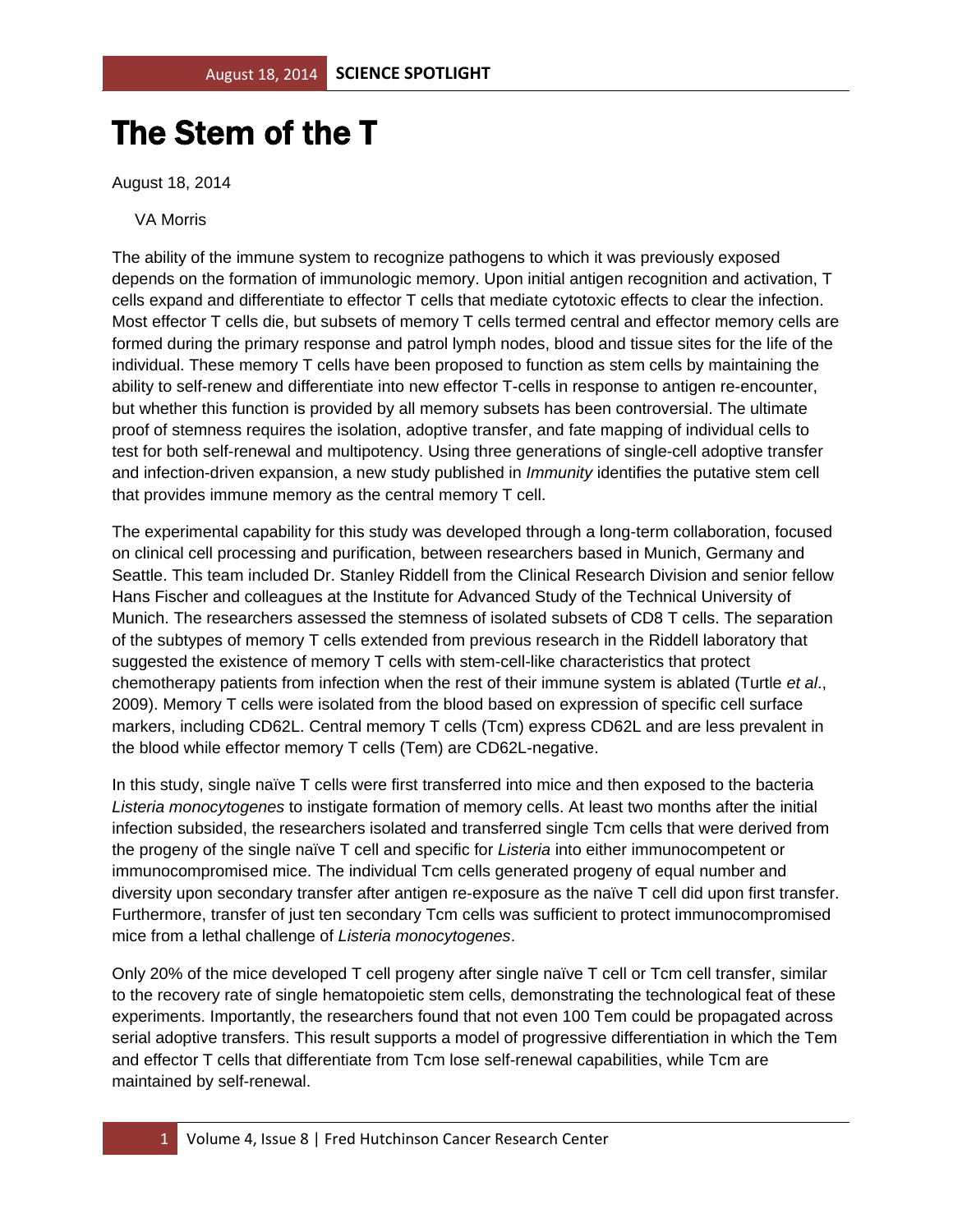# The Stem of the T

August 18, 2014

VA Morris

The ability of the immune system to recognize pathogens to which it was previously exposed depends on the formation of immunologic memory. Upon initial antigen recognition and activation, T cells expand and differentiate to effector T cells that mediate cytotoxic effects to clear the infection. Most effector T cells die, but subsets of memory T cells termed central and effector memory cells are formed during the primary response and patrol lymph nodes, blood and tissue sites for the life of the individual. These memory T cells have been proposed to function as stem cells by maintaining the ability to self-renew and differentiate into new effector T-cells in response to antigen re-encounter, but whether this function is provided by all memory subsets has been controversial. The ultimate proof of stemness requires the isolation, adoptive transfer, and fate mapping of individual cells to test for both self-renewal and multipotency. Using three generations of single-cell adoptive transfer and infection-driven expansion, a new study published in *Immunity* identifies the putative stem cell that provides immune memory as the central memory T cell.

The experimental capability for this study was developed through a long-term collaboration, focused on clinical cell processing and purification, between researchers based in Munich, Germany and Seattle. This team included Dr. Stanley Riddell from the Clinical Research Division and senior fellow Hans Fischer and colleagues at the Institute for Advanced Study of the Technical University of Munich. The researchers assessed the stemness of isolated subsets of CD8 T cells. The separation of the subtypes of memory T cells extended from previous research in the Riddell laboratory that suggested the existence of memory T cells with stem-cell-like characteristics that protect chemotherapy patients from infection when the rest of their immune system is ablated (Turtle *et al*., 2009). Memory T cells were isolated from the blood based on expression of specific cell surface markers, including CD62L. Central memory T cells (Tcm) express CD62L and are less prevalent in the blood while effector memory T cells (Tem) are CD62L-negative.

In this study, single naïve T cells were first transferred into mice and then exposed to the bacteria *Listeria monocytogenes* to instigate formation of memory cells. At least two months after the initial infection subsided, the researchers isolated and transferred single Tcm cells that were derived from the progeny of the single naïve T cell and specific for *Listeria* into either immunocompetent or immunocompromised mice. The individual Tcm cells generated progeny of equal number and diversity upon secondary transfer after antigen re-exposure as the naïve T cell did upon first transfer. Furthermore, transfer of just ten secondary Tcm cells was sufficient to protect immunocompromised mice from a lethal challenge of *Listeria monocytogenes*.

Only 20% of the mice developed T cell progeny after single naïve T cell or Tcm cell transfer, similar to the recovery rate of single hematopoietic stem cells, demonstrating the technological feat of these experiments. Importantly, the researchers found that not even 100 Tem could be propagated across serial adoptive transfers. This result supports a model of progressive differentiation in which the Tem and effector T cells that differentiate from Tcm lose self-renewal capabilities, while Tcm are maintained by self-renewal.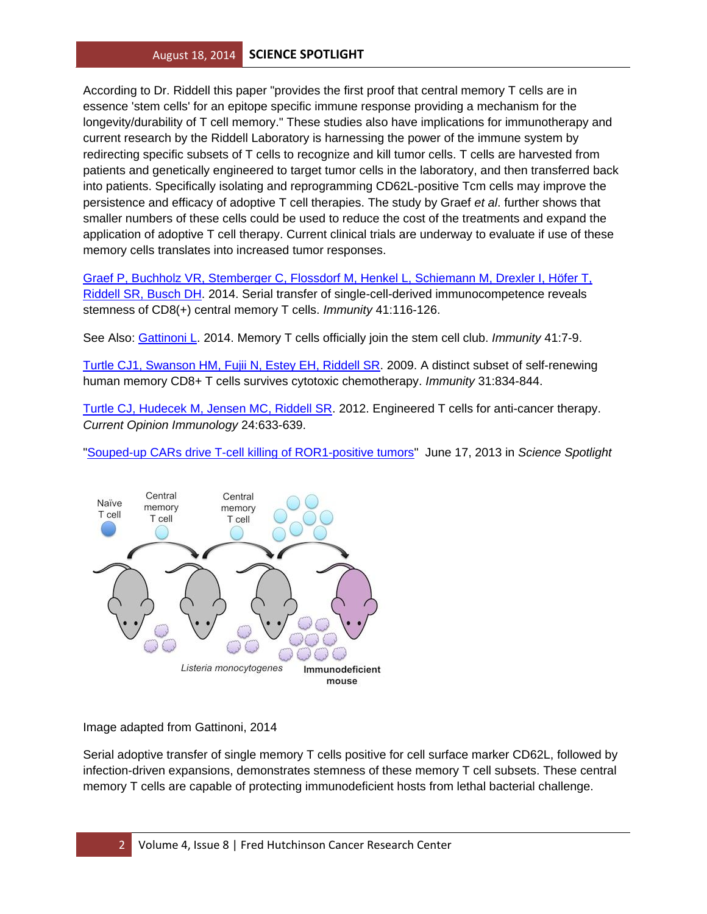According to Dr. Riddell this paper "provides the first proof that central memory T cells are in essence 'stem cells' for an epitope specific immune response providing a mechanism for the longevity/durability of T cell memory." These studies also have implications for immunotherapy and current research by the Riddell Laboratory is harnessing the power of the immune system by redirecting specific subsets of T cells to recognize and kill tumor cells. T cells are harvested from patients and genetically engineered to target tumor cells in the laboratory, and then transferred back into patients. Specifically isolating and reprogramming CD62L-positive Tcm cells may improve the persistence and efficacy of adoptive T cell therapies. The study by Graef *et al*. further shows that smaller numbers of these cells could be used to reduce the cost of the treatments and expand the application of adoptive T cell therapy. Current clinical trials are underway to evaluate if use of these memory cells translates into increased tumor responses.

Graef P, Buchholz VR, Stemberger C, Flossdorf M, Henkel L, Schiemann M, Drexler I, Höfer T, Riddell SR, Busch DH. 2014. Serial transfer of single-cell-derived immunocompetence reveals stemness of CD8(+) central memory T cells. *Immunity* 41:116-126.

See Also: Gattinoni L. 2014. Memory T cells officially join the stem cell club. *Immunity* 41:7-9.

Turtle CJ1, Swanson HM, Fujii N, Estey EH, Riddell SR. 2009. A distinct subset of self-renewing human memory CD8+ T cells survives cytotoxic chemotherapy. *Immunity* 31:834-844.

Turtle CJ, Hudecek M, Jensen MC, Riddell SR. 2012. Engineered T cells for anti-cancer therapy. *Current Opinion Immunology* 24:633-639.

"Souped-up CARs drive T-cell killing of ROR1-positive tumors" June 17, 2013 in *Science Spotlight*

Naïve T cell

Central memory T cell

Central memory T cell

*Listeria monocytogenes*

**Immunodeficient mouse**

Image adapted from Gattinoni, 2014

Serial adoptive transfer of single memory T cells positive for cell surface marker CD62L, followed by infection-driven expansions, demonstrates stemness of these memory T cell subsets. These central memory T cells are capable of protecting immunodeficient hosts from lethal bacterial challenge.